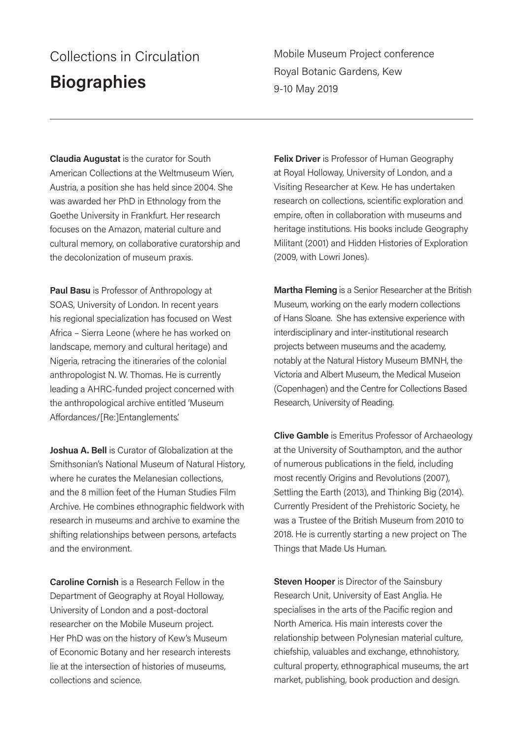# Collections in Circulation

## Biographies

Mobile Museum Project conference
Royal Botanic Gardens, Kew
9-10 May 2019

---

**Claudia Augustat** is the curator for South American Collections at the Weltmuseum Wien, Austria, a position she has held since 2004. She was awarded her PhD in Ethnology from the Goethe University in Frankfurt. Her research focuses on the Amazon, material culture and cultural memory, on collaborative curatorship and the decolonization of museum praxis.

**Paul Basu** is Professor of Anthropology at SOAS, University of London. In recent years his regional specialization has focused on West Africa – Sierra Leone (where he has worked on landscape, memory and cultural heritage) and Nigeria, retracing the itineraries of the colonial anthropologist N. W. Thomas. He is currently leading a AHRC-funded project concerned with the anthropological archive entitled 'Museum Affordances/[Re:]Entanglements'.

**Joshua A. Bell** is Curator of Globalization at the Smithsonian's National Museum of Natural History, where he curates the Melanesian collections, and the 8 million feet of the Human Studies Film Archive. He combines ethnographic fieldwork with research in museums and archive to examine the shifting relationships between persons, artefacts and the environment.

**Caroline Cornish** is a Research Fellow in the Department of Geography at Royal Holloway, University of London and a post-doctoral researcher on the Mobile Museum project. Her PhD was on the history of Kew's Museum of Economic Botany and her research interests lie at the intersection of histories of museums, collections and science.

**Felix Driver** is Professor of Human Geography at Royal Holloway, University of London, and a Visiting Researcher at Kew. He has undertaken research on collections, scientific exploration and empire, often in collaboration with museums and heritage institutions. His books include Geography Militant (2001) and Hidden Histories of Exploration (2009, with Lowri Jones).

**Martha Fleming** is a Senior Researcher at the British Museum, working on the early modern collections of Hans Sloane. She has extensive experience with interdisciplinary and inter-institutional research projects between museums and the academy, notably at the Natural History Museum BMNH, the Victoria and Albert Museum, the Medical Museion (Copenhagen) and the Centre for Collections Based Research, University of Reading.

**Clive Gamble** is Emeritus Professor of Archaeology at the University of Southampton, and the author of numerous publications in the field, including most recently Origins and Revolutions (2007), Settling the Earth (2013), and Thinking Big (2014). Currently President of the Prehistoric Society, he was a Trustee of the British Museum from 2010 to 2018. He is currently starting a new project on The Things that Made Us Human.

**Steven Hooper** is Director of the Sainsbury Research Unit, University of East Anglia. He specialises in the arts of the Pacific region and North America. His main interests cover the relationship between Polynesian material culture, chiefship, valuables and exchange, ethnohistory, cultural property, ethnographical museums, the art market, publishing, book production and design.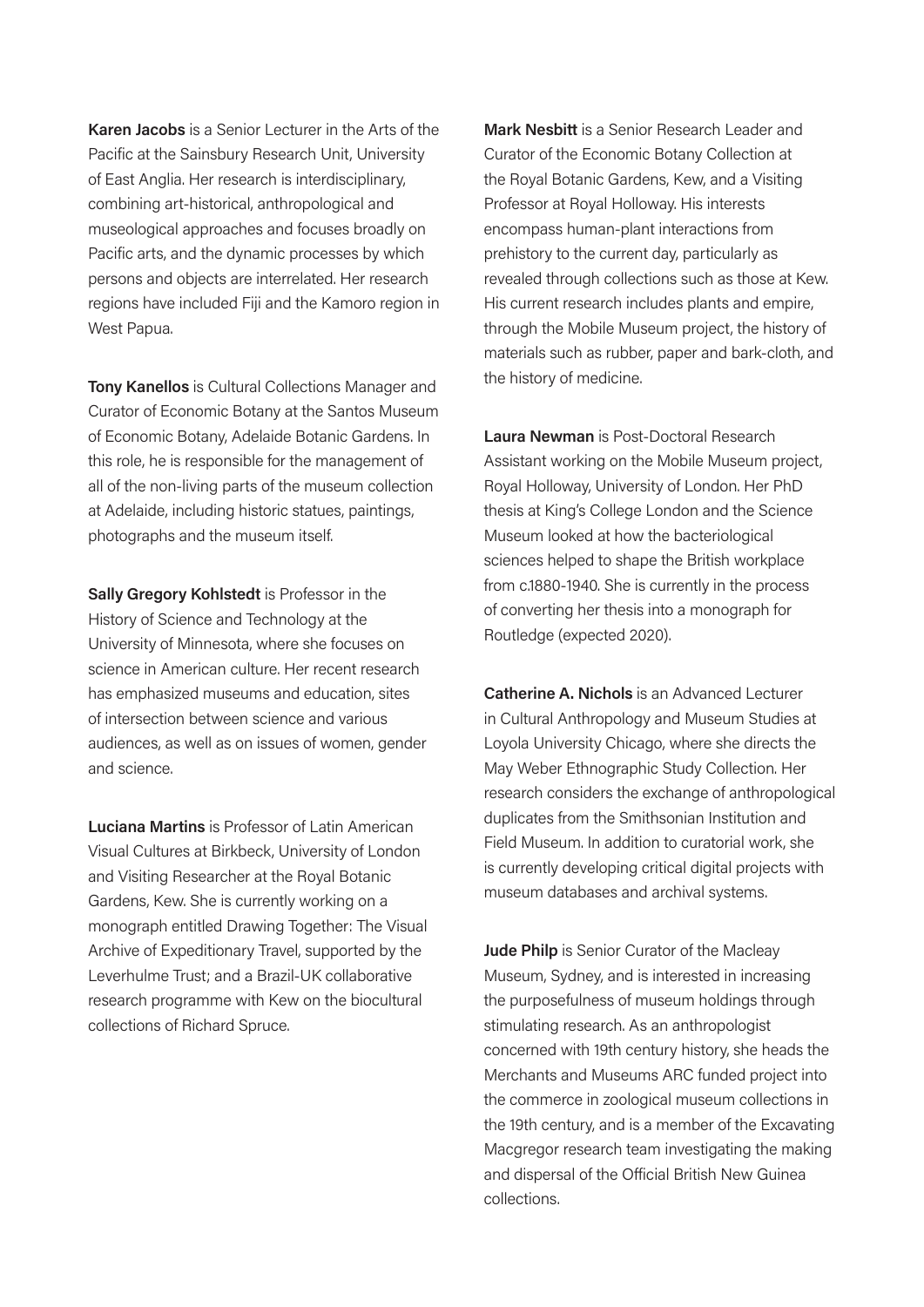**Karen Jacobs** is a Senior Lecturer in the Arts of the Pacific at the Sainsbury Research Unit, University of East Anglia. Her research is interdisciplinary, combining art-historical, anthropological and museological approaches and focuses broadly on Pacific arts, and the dynamic processes by which persons and objects are interrelated. Her research regions have included Fiji and the Kamoro region in West Papua.

**Tony Kanellos** is Cultural Collections Manager and Curator of Economic Botany at the Santos Museum of Economic Botany, Adelaide Botanic Gardens. In this role, he is responsible for the management of all of the non-living parts of the museum collection at Adelaide, including historic statues, paintings, photographs and the museum itself.

**Sally Gregory Kohlstedt** is Professor in the History of Science and Technology at the University of Minnesota, where she focuses on science in American culture. Her recent research has emphasized museums and education, sites of intersection between science and various audiences, as well as on issues of women, gender and science.

**Luciana Martins** is Professor of Latin American Visual Cultures at Birkbeck, University of London and Visiting Researcher at the Royal Botanic Gardens, Kew. She is currently working on a monograph entitled Drawing Together: The Visual Archive of Expeditionary Travel, supported by the Leverhulme Trust; and a Brazil-UK collaborative research programme with Kew on the biocultural collections of Richard Spruce.

**Mark Nesbitt** is a Senior Research Leader and Curator of the Economic Botany Collection at the Royal Botanic Gardens, Kew, and a Visiting Professor at Royal Holloway. His interests encompass human-plant interactions from prehistory to the current day, particularly as revealed through collections such as those at Kew. His current research includes plants and empire, through the Mobile Museum project, the history of materials such as rubber, paper and bark-cloth, and the history of medicine.

**Laura Newman** is Post-Doctoral Research Assistant working on the Mobile Museum project, Royal Holloway, University of London. Her PhD thesis at King's College London and the Science Museum looked at how the bacteriological sciences helped to shape the British workplace from c.1880-1940. She is currently in the process of converting her thesis into a monograph for Routledge (expected 2020).

**Catherine A. Nichols** is an Advanced Lecturer in Cultural Anthropology and Museum Studies at Loyola University Chicago, where she directs the May Weber Ethnographic Study Collection. Her research considers the exchange of anthropological duplicates from the Smithsonian Institution and Field Museum. In addition to curatorial work, she is currently developing critical digital projects with museum databases and archival systems.

**Jude Philp** is Senior Curator of the Macleay Museum, Sydney, and is interested in increasing the purposefulness of museum holdings through stimulating research. As an anthropologist concerned with 19th century history, she heads the Merchants and Museums ARC funded project into the commerce in zoological museum collections in the 19th century, and is a member of the Excavating Macgregor research team investigating the making and dispersal of the Official British New Guinea collections.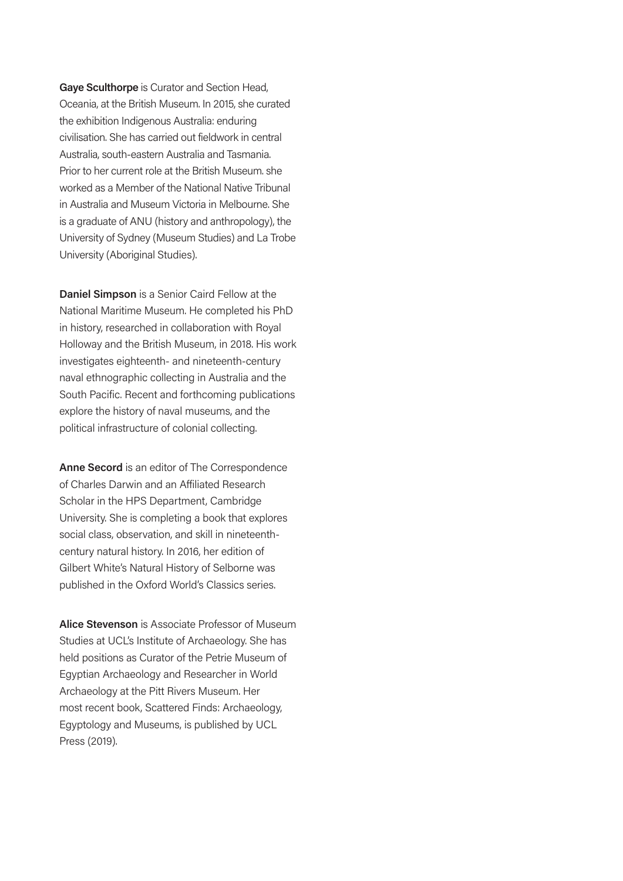**Gaye Sculthorpe** is Curator and Section Head, Oceania, at the British Museum. In 2015, she curated the exhibition Indigenous Australia: enduring civilisation. She has carried out fieldwork in central Australia, south-eastern Australia and Tasmania. Prior to her current role at the British Museum. she worked as a Member of the National Native Tribunal in Australia and Museum Victoria in Melbourne. She is a graduate of ANU (history and anthropology), the University of Sydney (Museum Studies) and La Trobe University (Aboriginal Studies).

**Daniel Simpson** is a Senior Caird Fellow at the National Maritime Museum. He completed his PhD in history, researched in collaboration with Royal Holloway and the British Museum, in 2018. His work investigates eighteenth- and nineteenth-century naval ethnographic collecting in Australia and the South Pacific. Recent and forthcoming publications explore the history of naval museums, and the political infrastructure of colonial collecting.

**Anne Secord** is an editor of The Correspondence of Charles Darwin and an Affiliated Research Scholar in the HPS Department, Cambridge University. She is completing a book that explores social class, observation, and skill in nineteenth-century natural history. In 2016, her edition of Gilbert White's Natural History of Selborne was published in the Oxford World's Classics series.

**Alice Stevenson** is Associate Professor of Museum Studies at UCL's Institute of Archaeology. She has held positions as Curator of the Petrie Museum of Egyptian Archaeology and Researcher in World Archaeology at the Pitt Rivers Museum. Her most recent book, Scattered Finds: Archaeology, Egyptology and Museums, is published by UCL Press (2019).